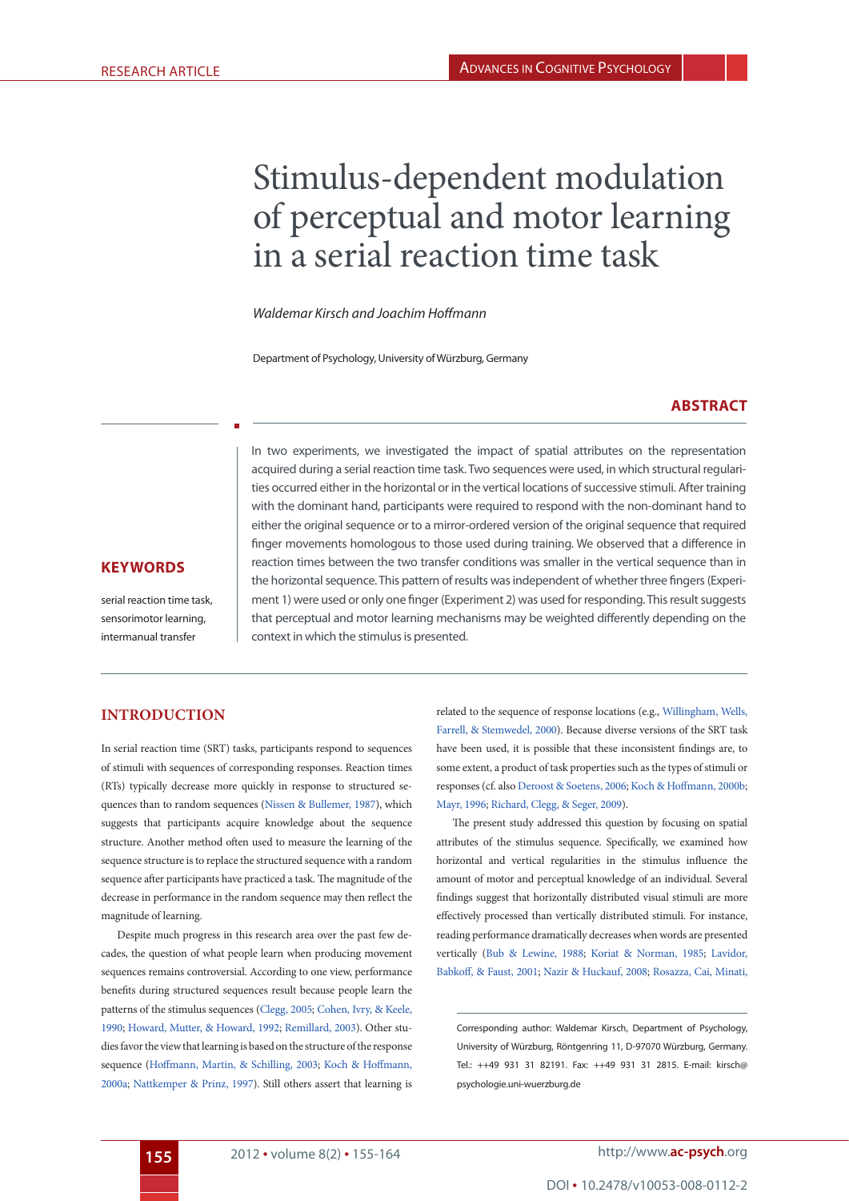RESEARCH ARTICLE

# Stimulus-dependent modulation of perceptual and motor learning in a serial reaction time task

*Waldemar Kirsch and Joachim Hoffmann*

Department of Psychology, University of Würzburg, Germany

## ABSTRACT

In two experiments, we investigated the impact of spatial attributes on the representation acquired during a serial reaction time task. Two sequences were used, in which structural regularities occurred either in the horizontal or in the vertical locations of successive stimuli. After training with the dominant hand, participants were required to respond with the non-dominant hand to either the original sequence or to a mirror-ordered version of the original sequence that required finger movements homologous to those used during training. We observed that a difference in reaction times between the two transfer conditions was smaller in the vertical sequence than in the horizontal sequence. This pattern of results was independent of whether three fingers (Experiment 1) were used or only one finger (Experiment 2) was used for responding. This result suggests that perceptual and motor learning mechanisms may be weighted differently depending on the context in which the stimulus is presented.

## KEYWORDS

serial reaction time task, sensorimotor learning, intermanual transfer

## INTRODUCTION

In serial reaction time (SRT) tasks, participants respond to sequences of stimuli with sequences of corresponding responses. Reaction times (RTs) typically decrease more quickly in response to structured sequences than to random sequences (Nissen & Bullemer, 1987), which suggests that participants acquire knowledge about the sequence structure. Another method often used to measure the learning of the sequence structure is to replace the structured sequence with a random sequence after participants have practiced a task. The magnitude of the decrease in performance in the random sequence may then reflect the magnitude of learning.

Despite much progress in this research area over the past few decades, the question of what people learn when producing movement sequences remains controversial. According to one view, performance benefits during structured sequences result because people learn the patterns of the stimulus sequences (Clegg, 2005; Cohen, Ivry, & Keele, 1990; Howard, Mutter, & Howard, 1992; Remillard, 2003). Other studies favor the view that learning is based on the structure of the response sequence (Hoffmann, Martin, & Schilling, 2003; Koch & Hoffmann, 2000a; Nattkemper & Prinz, 1997). Still others assert that learning is related to the sequence of response locations (e.g., Willingham, Wells, Farrell, & Stemwedel, 2000). Because diverse versions of the SRT task have been used, it is possible that these inconsistent findings are, to some extent, a product of task properties such as the types of stimuli or responses (cf. also Deroost & Soetens, 2006; Koch & Hoffmann, 2000b; Mayr, 1996; Richard, Clegg, & Seger, 2009).

The present study addressed this question by focusing on spatial attributes of the stimulus sequence. Specifically, we examined how horizontal and vertical regularities in the stimulus influence the amount of motor and perceptual knowledge of an individual. Several findings suggest that horizontally distributed visual stimuli are more effectively processed than vertically distributed stimuli. For instance, reading performance dramatically decreases when words are presented vertically (Bub & Lewine, 1988; Koriat & Norman, 1985; Lavidor, Babkoff, & Faust, 2001; Nazir & Huckauf, 2008; Rosazza, Cai, Minati,

Corresponding author: Waldemar Kirsch, Department of Psychology, University of Würzburg, Röntgenring 11, D-97070 Würzburg, Germany. Tel.: ++49 931 31 82191. Fax: ++49 931 31 2815. E-mail: kirsch@psychologie.uni-wuerzburg.de

DOI • 10.2478/v10053-008-0112-2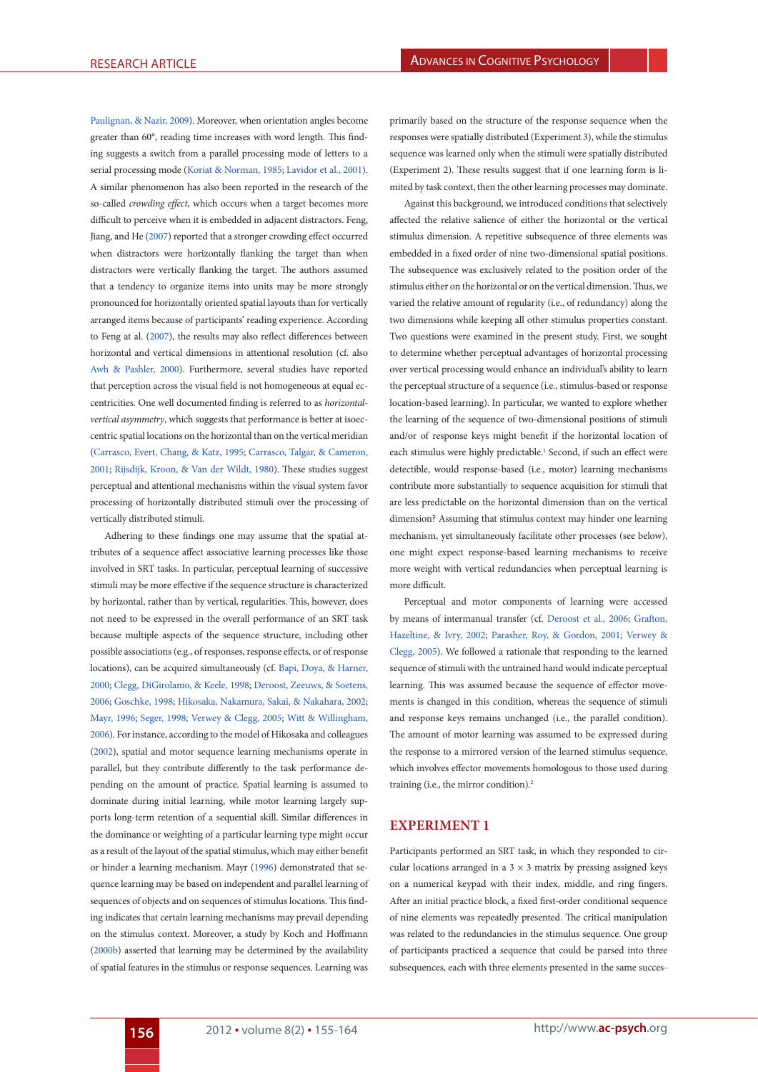Paulignan, & Nazir, 2009). Moreover, when orientation angles become greater than 60°, reading time increases with word length. This finding suggests a switch from a parallel processing mode of letters to a serial processing mode (Koriat & Norman, 1985; Lavidor et al., 2001). A similar phenomenon has also been reported in the research of the so-called *crowding effect*, which occurs when a target becomes more difficult to perceive when it is embedded in adjacent distractors. Feng, Jiang, and He (2007) reported that a stronger crowding effect occurred when distractors were horizontally flanking the target than when distractors were vertically flanking the target. The authors assumed that a tendency to organize items into units may be more strongly pronounced for horizontally oriented spatial layouts than for vertically arranged items because of participants' reading experience. According to Feng at al. (2007), the results may also reflect differences between horizontal and vertical dimensions in attentional resolution (cf. also Awh & Pashler, 2000). Furthermore, several studies have reported that perception across the visual field is not homogeneous at equal eccentricities. One well documented finding is referred to as *horizontal-vertical asymmetry*, which suggests that performance is better at isoeccentric spatial locations on the horizontal than on the vertical meridian (Carrasco, Evert, Chang, & Katz, 1995; Carrasco, Talgar, & Cameron, 2001; Rijsdijk, Kroon, & Van der Wildt, 1980). These studies suggest perceptual and attentional mechanisms within the visual system favor processing of horizontally distributed stimuli over the processing of vertically distributed stimuli.

Adhering to these findings one may assume that the spatial attributes of a sequence affect associative learning processes like those involved in SRT tasks. In particular, perceptual learning of successive stimuli may be more effective if the sequence structure is characterized by horizontal, rather than by vertical, regularities. This, however, does not need to be expressed in the overall performance of an SRT task because multiple aspects of the sequence structure, including other possible associations (e.g., of responses, response effects, or of response locations), can be acquired simultaneously (cf. Bapi, Doya, & Harner, 2000; Clegg, DiGirolamo, & Keele, 1998; Deroost, Zeeuws, & Soetens, 2006; Goschke, 1998; Hikosaka, Nakamura, Sakai, & Nakahara, 2002; Mayr, 1996; Seger, 1998; Verwey & Clegg, 2005; Witt & Willingham, 2006). For instance, according to the model of Hikosaka and colleagues (2002), spatial and motor sequence learning mechanisms operate in parallel, but they contribute differently to the task performance depending on the amount of practice. Spatial learning is assumed to dominate during initial learning, while motor learning largely supports long-term retention of a sequential skill. Similar differences in the dominance or weighting of a particular learning type might occur as a result of the layout of the spatial stimulus, which may either benefit or hinder a learning mechanism. Mayr (1996) demonstrated that sequence learning may be based on independent and parallel learning of sequences of objects and on sequences of stimulus locations. This finding indicates that certain learning mechanisms may prevail depending on the stimulus context. Moreover, a study by Koch and Hoffmann (2000b) asserted that learning may be determined by the availability of spatial features in the stimulus or response sequences. Learning was primarily based on the structure of the response sequence when the responses were spatially distributed (Experiment 3), while the stimulus sequence was learned only when the stimuli were spatially distributed (Experiment 2). These results suggest that if one learning form is limited by task context, then the other learning processes may dominate.

Against this background, we introduced conditions that selectively affected the relative salience of either the horizontal or the vertical stimulus dimension. A repetitive subsequence of three elements was embedded in a fixed order of nine two-dimensional spatial positions. The subsequence was exclusively related to the position order of the stimulus either on the horizontal or on the vertical dimension. Thus, we varied the relative amount of regularity (i.e., of redundancy) along the two dimensions while keeping all other stimulus properties constant. Two questions were examined in the present study. First, we sought to determine whether perceptual advantages of horizontal processing over vertical processing would enhance an individual's ability to learn the perceptual structure of a sequence (i.e., stimulus-based or response location-based learning). In particular, we wanted to explore whether the learning of the sequence of two-dimensional positions of stimuli and/or of response keys might benefit if the horizontal location of each stimulus were highly predictable.[1] Second, if such an effect were detectible, would response-based (i.e., motor) learning mechanisms contribute more substantially to sequence acquisition for stimuli that are less predictable on the horizontal dimension than on the vertical dimension? Assuming that stimulus context may hinder one learning mechanism, yet simultaneously facilitate other processes (see below), one might expect response-based learning mechanisms to receive more weight with vertical redundancies when perceptual learning is more difficult.

Perceptual and motor components of learning were accessed by means of intermanual transfer (cf. Deroost et al., 2006; Grafton, Hazeltine, & Ivry, 2002; Parasher, Roy, & Gordon, 2001; Verwey & Clegg, 2005). We followed a rationale that responding to the learned sequence of stimuli with the untrained hand would indicate perceptual learning. This was assumed because the sequence of effector movements is changed in this condition, whereas the sequence of stimuli and response keys remains unchanged (i.e., the parallel condition). The amount of motor learning was assumed to be expressed during the response to a mirrored version of the learned stimulus sequence, which involves effector movements homologous to those used during training (i.e., the mirror condition).[2]

## EXPERIMENT 1

Participants performed an SRT task, in which they responded to circular locations arranged in a 3 × 3 matrix by pressing assigned keys on a numerical keypad with their index, middle, and ring fingers. After an initial practice block, a fixed first-order conditional sequence of nine elements was repeatedly presented. The critical manipulation was related to the redundancies in the stimulus sequence. One group of participants practiced a sequence that could be parsed into three subsequences, each with three elements presented in the same succes-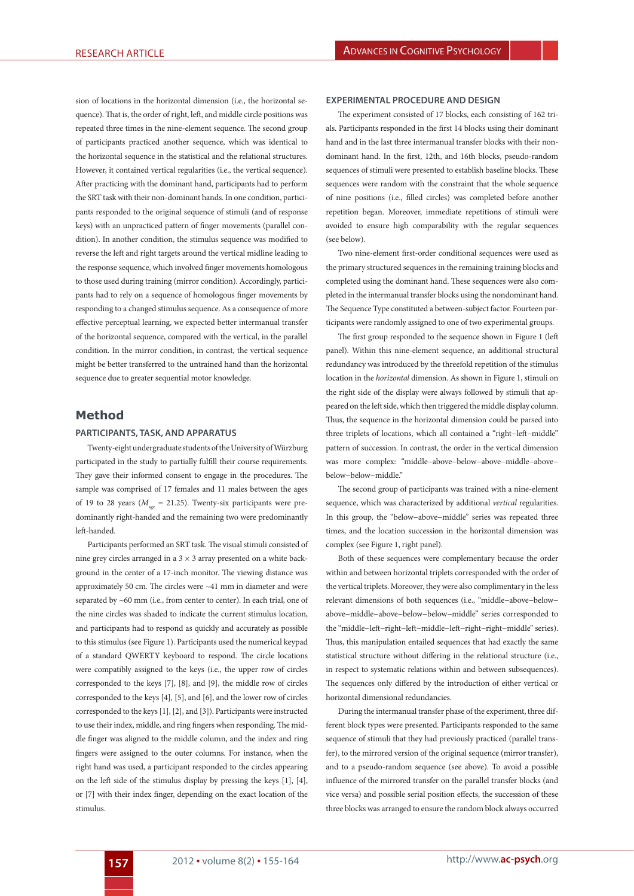sion of locations in the horizontal dimension (i.e., the horizontal sequence). That is, the order of right, left, and middle circle positions was repeated three times in the nine-element sequence. The second group of participants practiced another sequence, which was identical to the horizontal sequence in the statistical and the relational structures. However, it contained vertical regularities (i.e., the vertical sequence). After practicing with the dominant hand, participants had to perform the SRT task with their non-dominant hands. In one condition, participants responded to the original sequence of stimuli (and of response keys) with an unpracticed pattern of finger movements (parallel condition). In another condition, the stimulus sequence was modified to reverse the left and right targets around the vertical midline leading to the response sequence, which involved finger movements homologous to those used during training (mirror condition). Accordingly, participants had to rely on a sequence of homologous finger movements by responding to a changed stimulus sequence. As a consequence of more effective perceptual learning, we expected better intermanual transfer of the horizontal sequence, compared with the vertical, in the parallel condition. In the mirror condition, in contrast, the vertical sequence might be better transferred to the untrained hand than the horizontal sequence due to greater sequential motor knowledge.

## Method

### PARTICIPANTS, TASK, AND APPARATUS

Twenty-eight undergraduate students of the University of Würzburg participated in the study to partially fulfill their course requirements. They gave their informed consent to engage in the procedures. The sample was comprised of 17 females and 11 males between the ages of 19 to 28 years ($M_{age}$ = 21.25). Twenty-six participants were predominantly right-handed and the remaining two were predominantly left-handed.

Participants performed an SRT task. The visual stimuli consisted of nine grey circles arranged in a 3 × 3 array presented on a white background in the center of a 17-inch monitor. The viewing distance was approximately 50 cm. The circles were ~41 mm in diameter and were separated by ~60 mm (i.e., from center to center). In each trial, one of the nine circles was shaded to indicate the current stimulus location, and participants had to respond as quickly and accurately as possible to this stimulus (see Figure 1). Participants used the numerical keypad of a standard QWERTY keyboard to respond. The circle locations were compatibly assigned to the keys (i.e., the upper row of circles corresponded to the keys [7], [8], and [9], the middle row of circles corresponded to the keys [4], [5], and [6], and the lower row of circles corresponded to the keys [1], [2], and [3]). Participants were instructed to use their index, middle, and ring fingers when responding. The middle finger was aligned to the middle column, and the index and ring fingers were assigned to the outer columns. For instance, when the right hand was used, a participant responded to the circles appearing on the left side of the stimulus display by pressing the keys [1], [4], or [7] with their index finger, depending on the exact location of the stimulus.

### EXPERIMENTAL PROCEDURE AND DESIGN

The experiment consisted of 17 blocks, each consisting of 162 trials. Participants responded in the first 14 blocks using their dominant hand and in the last three intermanual transfer blocks with their non-dominant hand. In the first, 12th, and 16th blocks, pseudo-random sequences of stimuli were presented to establish baseline blocks. These sequences were random with the constraint that the whole sequence of nine positions (i.e., filled circles) was completed before another repetition began. Moreover, immediate repetitions of stimuli were avoided to ensure high comparability with the regular sequences (see below).

Two nine-element first-order conditional sequences were used as the primary structured sequences in the remaining training blocks and completed using the dominant hand. These sequences were also completed in the intermanual transfer blocks using the nondominant hand. The Sequence Type constituted a between-subject factor. Fourteen participants were randomly assigned to one of two experimental groups.

The first group responded to the sequence shown in Figure 1 (left panel). Within this nine-element sequence, an additional structural redundancy was introduced by the threefold repetition of the stimulus location in the *horizontal* dimension. As shown in Figure 1, stimuli on the right side of the display were always followed by stimuli that appeared on the left side, which then triggered the middle display column. Thus, the sequence in the horizontal dimension could be parsed into three triplets of locations, which all contained a "right–left–middle" pattern of succession. In contrast, the order in the vertical dimension was more complex: "middle–above–below–above–middle–above–below–below–middle."

The second group of participants was trained with a nine-element sequence, which was characterized by additional *vertical* regularities. In this group, the "below–above–middle" series was repeated three times, and the location succession in the horizontal dimension was complex (see Figure 1, right panel).

Both of these sequences were complementary because the order within and between horizontal triplets corresponded with the order of the vertical triplets. Moreover, they were also complimentary in the less relevant dimensions of both sequences (i.e., "middle–above–below–above–middle–above–below–below–middle" series corresponded to the "middle–left–right–left–middle–left–right–right–middle" series). Thus, this manipulation entailed sequences that had exactly the same statistical structure without differing in the relational structure (i.e., in respect to systematic relations within and between subsequences). The sequences only differed by the introduction of either vertical or horizontal dimensional redundancies.

During the intermanual transfer phase of the experiment, three different block types were presented. Participants responded to the same sequence of stimuli that they had previously practiced (parallel transfer), to the mirrored version of the original sequence (mirror transfer), and to a pseudo-random sequence (see above). To avoid a possible influence of the mirrored transfer on the parallel transfer blocks (and vice versa) and possible serial position effects, the succession of these three blocks was arranged to ensure the random block always occurred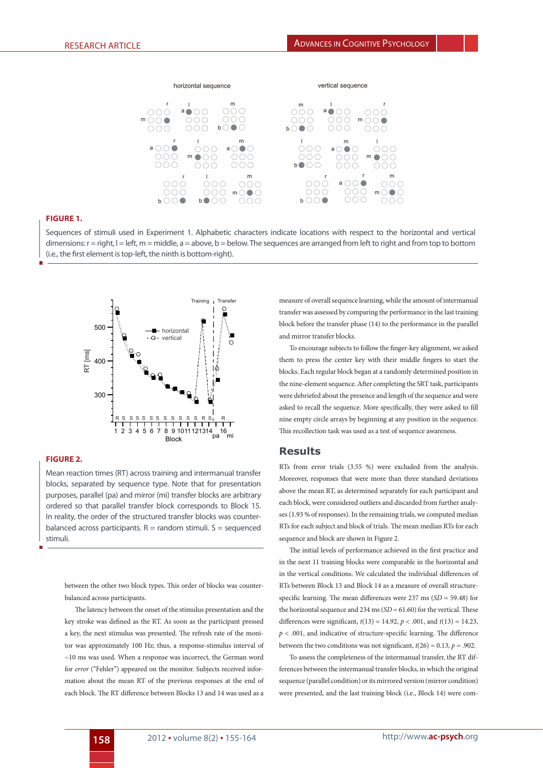**FIGURE 1.**

Sequences of stimuli used in Experiment 1. Alphabetic characters indicate locations with respect to the horizontal and vertical dimensions: r = right, l = left, m = middle, a = above, b = below. The sequences are arranged from left to right and from top to bottom (i.e., the first element is top-left, the ninth is bottom-right).

**FIGURE 2.**

Mean reaction times (RT) across training and intermanual transfer blocks, separated by sequence type. Note that for presentation purposes, parallel (pa) and mirror (mi) transfer blocks are arbitrary ordered so that parallel transfer block corresponds to Block 15. In reality, the order of the structured transfer blocks was counterbalanced across participants. R = random stimuli. S = sequenced stimuli.

between the other two block types. This order of blocks was counterbalanced across participants.

The latency between the onset of the stimulus presentation and the key stroke was defined as the RT. As soon as the participant pressed a key, the next stimulus was presented. The refresh rate of the monitor was approximately 100 Hz; thus, a response-stimulus interval of ~10 ms was used. When a response was incorrect, the German word for *error* ("Fehler") appeared on the monitor. Subjects received information about the mean RT of the previous responses at the end of each block. The RT difference between Blocks 13 and 14 was used as a measure of overall sequence learning, while the amount of intermanual transfer was assessed by comparing the performance in the last training block before the transfer phase (14) to the performance in the parallel and mirror transfer blocks.

To encourage subjects to follow the finger-key alignment, we asked them to press the center key with their middle fingers to start the blocks. Each regular block began at a randomly determined position in the nine-element sequence. After completing the SRT task, participants were debriefed about the presence and length of the sequence and were asked to recall the sequence. More specifically, they were asked to fill nine empty circle arrays by beginning at any position in the sequence. This recollection task was used as a test of sequence awareness.

## Results

RTs from error trials (3.55 %) were excluded from the analysis. Moreover, responses that were more than three standard deviations above the mean RT, as determined separately for each participant and each block, were considered outliers and discarded from further analyses (1.93 % of responses). In the remaining trials, we computed median RTs for each subject and block of trials. The mean median RTs for each sequence and block are shown in Figure 2.

The initial levels of performance achieved in the first practice and in the next 11 training blocks were comparable in the horizontal and in the vertical conditions. We calculated the individual differences of RTs between Block 13 and Block 14 as a measure of overall structure-specific learning. The mean differences were 237 ms ($SD$ = 59.48) for the horizontal sequence and 234 ms ($SD$ = 61.60) for the vertical. These differences were significant, $t(13) = 14.92$, $p < .001$, and $t(13) = 14.23$, $p < .001$, and indicative of structure-specific learning. The difference between the two conditions was not significant, $t(26) = 0.13$, $p = .902$.

To assess the completeness of the intermanual transfer, the RT differences between the intermanual transfer blocks, in which the original sequence (parallel condition) or its mirrored version (mirror condition) were presented, and the last training block (i.e., Block 14) were com-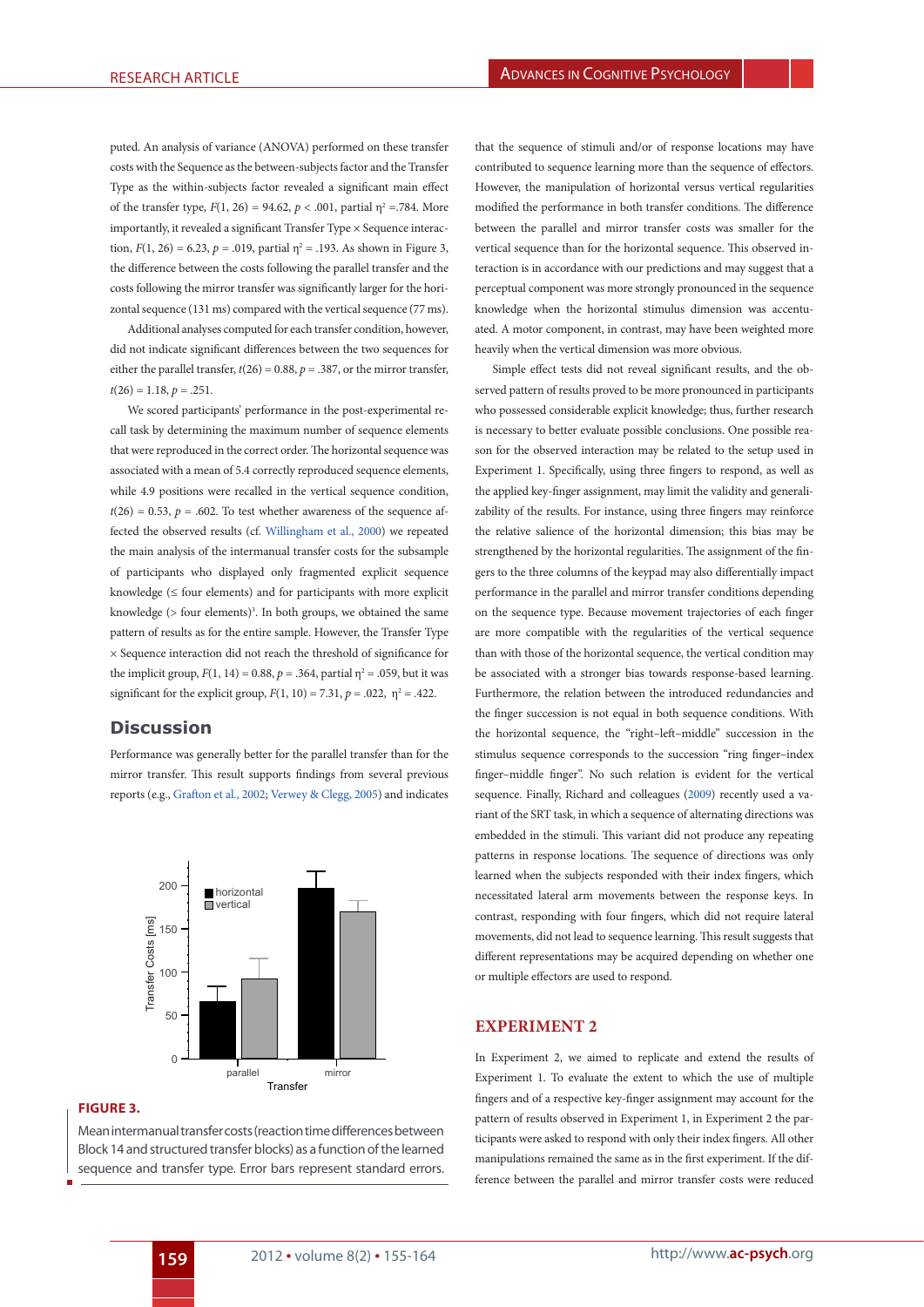puted. An analysis of variance (ANOVA) performed on these transfer costs with the Sequence as the between-subjects factor and the Transfer Type as the within-subjects factor revealed a significant main effect of the transfer type, $F(1, 26) = 94.62$, $p < .001$, partial $\eta^2 = .784$. More importantly, it revealed a significant Transfer Type × Sequence interaction, $F(1, 26) = 6.23$, $p = .019$, partial $\eta^2 = .193$. As shown in Figure 3, the difference between the costs following the parallel transfer and the costs following the mirror transfer was significantly larger for the horizontal sequence (131 ms) compared with the vertical sequence (77 ms).

Additional analyses computed for each transfer condition, however, did not indicate significant differences between the two sequences for either the parallel transfer, $t(26) = 0.88$, $p = .387$, or the mirror transfer, $t(26) = 1.18$, $p = .251$.

We scored participants' performance in the post-experimental recall task by determining the maximum number of sequence elements that were reproduced in the correct order. The horizontal sequence was associated with a mean of 5.4 correctly reproduced sequence elements, while 4.9 positions were recalled in the vertical sequence condition, $t(26) = 0.53$, $p = .602$. To test whether awareness of the sequence affected the observed results (cf. Willingham et al., 2000) we repeated the main analysis of the intermanual transfer costs for the subsample of participants who displayed only fragmented explicit sequence knowledge (≤ four elements) and for participants with more explicit knowledge (> four elements)[3]. In both groups, we obtained the same pattern of results as for the entire sample. However, the Transfer Type × Sequence interaction did not reach the threshold of significance for the implicit group, $F(1, 14) = 0.88$, $p = .364$, partial $\eta^2 = .059$, but it was significant for the explicit group, $F(1, 10) = 7.31$, $p = .022$, $\eta^2 = .422$.

## Discussion

Performance was generally better for the parallel transfer than for the mirror transfer. This result supports findings from several previous reports (e.g., Grafton et al., 2002; Verwey & Clegg, 2005) and indicates

**FIGURE 3.**

Mean intermanual transfer costs (reaction time differences between Block 14 and structured transfer blocks) as a function of the learned sequence and transfer type. Error bars represent standard errors.

that the sequence of stimuli and/or of response locations may have contributed to sequence learning more than the sequence of effectors. However, the manipulation of horizontal versus vertical regularities modified the performance in both transfer conditions. The difference between the parallel and mirror transfer costs was smaller for the vertical sequence than for the horizontal sequence. This observed interaction is in accordance with our predictions and may suggest that a perceptual component was more strongly pronounced in the sequence knowledge when the horizontal stimulus dimension was accentuated. A motor component, in contrast, may have been weighted more heavily when the vertical dimension was more obvious.

Simple effect tests did not reveal significant results, and the observed pattern of results proved to be more pronounced in participants who possessed considerable explicit knowledge; thus, further research is necessary to better evaluate possible conclusions. One possible reason for the observed interaction may be related to the setup used in Experiment 1. Specifically, using three fingers to respond, as well as the applied key-finger assignment, may limit the validity and generalizability of the results. For instance, using three fingers may reinforce the relative salience of the horizontal dimension; this bias may be strengthened by the horizontal regularities. The assignment of the fingers to the three columns of the keypad may also differentially impact performance in the parallel and mirror transfer conditions depending on the sequence type. Because movement trajectories of each finger are more compatible with the regularities of the vertical sequence than with those of the horizontal sequence, the vertical condition may be associated with a stronger bias towards response-based learning. Furthermore, the relation between the introduced redundancies and the finger succession is not equal in both sequence conditions. With the horizontal sequence, the "right–left–middle" succession in the stimulus sequence corresponds to the succession "ring finger–index finger–middle finger". No such relation is evident for the vertical sequence. Finally, Richard and colleagues (2009) recently used a variant of the SRT task, in which a sequence of alternating directions was embedded in the stimuli. This variant did not produce any repeating patterns in response locations. The sequence of directions was only learned when the subjects responded with their index fingers, which necessitated lateral arm movements between the response keys. In contrast, responding with four fingers, which did not require lateral movements, did not lead to sequence learning. This result suggests that different representations may be acquired depending on whether one or multiple effectors are used to respond.

## EXPERIMENT 2

In Experiment 2, we aimed to replicate and extend the results of Experiment 1. To evaluate the extent to which the use of multiple fingers and of a respective key-finger assignment may account for the pattern of results observed in Experiment 1, in Experiment 2 the participants were asked to respond with only their index fingers. All other manipulations remained the same as in the first experiment. If the difference between the parallel and mirror transfer costs were reduced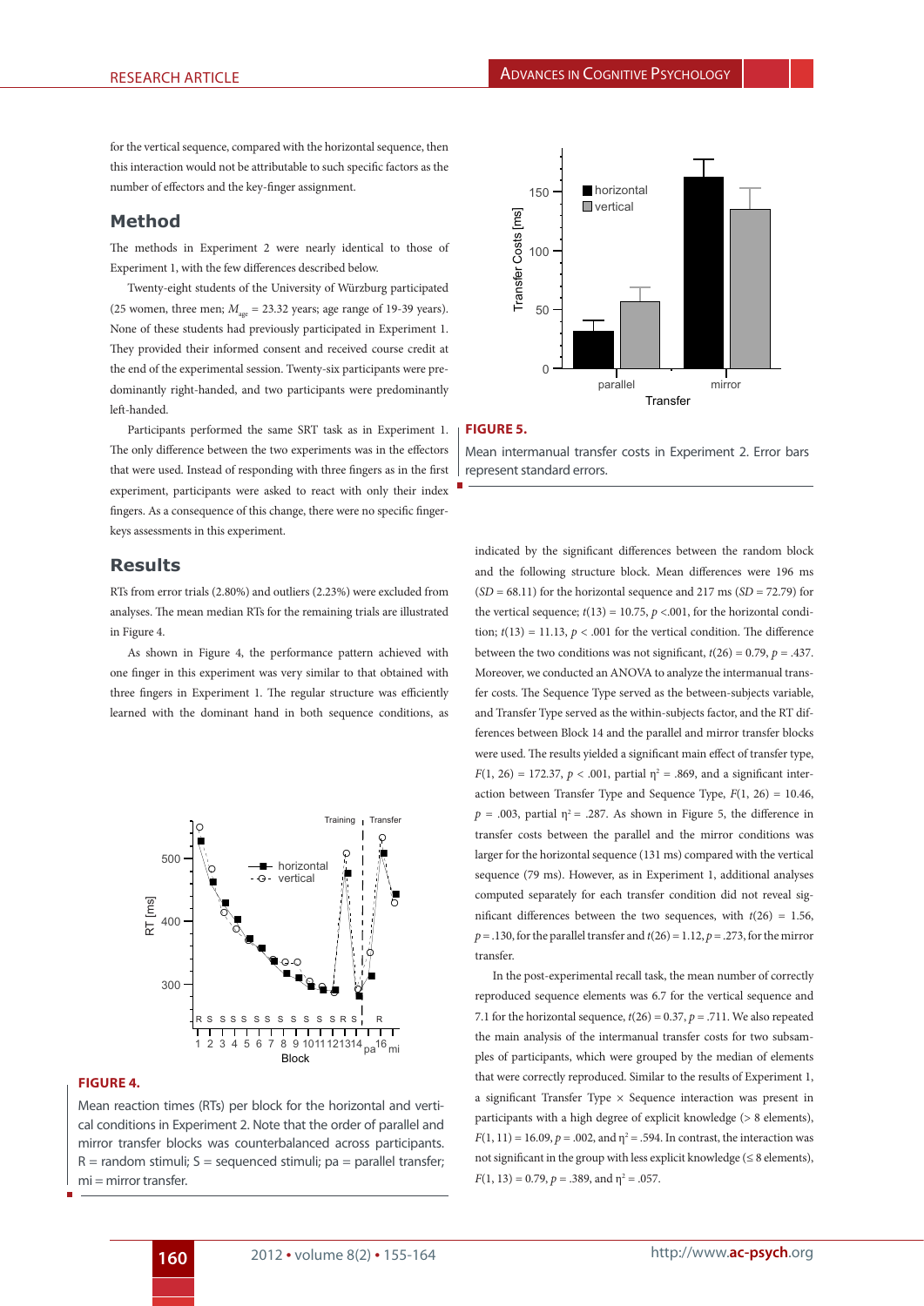for the vertical sequence, compared with the horizontal sequence, then this interaction would not be attributable to such specific factors as the number of effectors and the key-finger assignment.

## Method

The methods in Experiment 2 were nearly identical to those of Experiment 1, with the few differences described below.

Twenty-eight students of the University of Würzburg participated (25 women, three men; $M_{age}$ = 23.32 years; age range of 19-39 years). None of these students had previously participated in Experiment 1. They provided their informed consent and received course credit at the end of the experimental session. Twenty-six participants were predominantly right-handed, and two participants were predominantly left-handed.

Participants performed the same SRT task as in Experiment 1. The only difference between the two experiments was in the effectors that were used. Instead of responding with three fingers as in the first experiment, participants were asked to react with only their index fingers. As a consequence of this change, there were no specific finger-keys assessments in this experiment.

## Results

RTs from error trials (2.80%) and outliers (2.23%) were excluded from analyses. The mean median RTs for the remaining trials are illustrated in Figure 4.

As shown in Figure 4, the performance pattern achieved with one finger in this experiment was very similar to that obtained with three fingers in Experiment 1. The regular structure was efficiently learned with the dominant hand in both sequence conditions, as indicated by the significant differences between the random block and the following structure block. Mean differences were 196 ms ($SD$ = 68.11) for the horizontal sequence and 217 ms ($SD$ = 72.79) for the vertical sequence; $t(13)$ = 10.75, $p$ <.001, for the horizontal condition; $t(13)$ = 11.13, $p$ < .001 for the vertical condition. The difference between the two conditions was not significant, $t(26)$ = 0.79, $p$ = .437. Moreover, we conducted an ANOVA to analyze the intermanual transfer costs. The Sequence Type served as the between-subjects variable, and Transfer Type served as the within-subjects factor, and the RT differences between Block 14 and the parallel and mirror transfer blocks were used. The results yielded a significant main effect of transfer type, $F(1, 26)$ = 172.37, $p$ < .001, partial $\eta^2$ = .869, and a significant interaction between Transfer Type and Sequence Type, $F(1, 26)$ = 10.46, $p$ = .003, partial $\eta^2$ = .287. As shown in Figure 5, the difference in transfer costs between the parallel and the mirror conditions was larger for the horizontal sequence (131 ms) compared with the vertical sequence (79 ms). However, as in Experiment 1, additional analyses computed separately for each transfer condition did not reveal significant differences between the two sequences, with $t(26)$ = 1.56, $p$ = .130, for the parallel transfer and $t(26)$ = 1.12, $p$ = .273, for the mirror transfer.

In the post-experimental recall task, the mean number of correctly reproduced sequence elements was 6.7 for the vertical sequence and 7.1 for the horizontal sequence, $t(26)$ = 0.37, $p$ = .711. We also repeated the main analysis of the intermanual transfer costs for two subsamples of participants, which were grouped by the median of elements that were correctly reproduced. Similar to the results of Experiment 1, a significant Transfer Type × Sequence interaction was present in participants with a high degree of explicit knowledge (> 8 elements), $F(1, 11)$ = 16.09, $p$ = .002, and $\eta^2$ = .594. In contrast, the interaction was not significant in the group with less explicit knowledge (≤ 8 elements), $F(1, 13)$ = 0.79, $p$ = .389, and $\eta^2$ = .057.

**FIGURE 4.**

Mean reaction times (RTs) per block for the horizontal and vertical conditions in Experiment 2. Note that the order of parallel and mirror transfer blocks was counterbalanced across participants. R = random stimuli; S = sequenced stimuli; pa = parallel transfer; mi = mirror transfer.

**FIGURE 5.**

Mean intermanual transfer costs in Experiment 2. Error bars represent standard errors.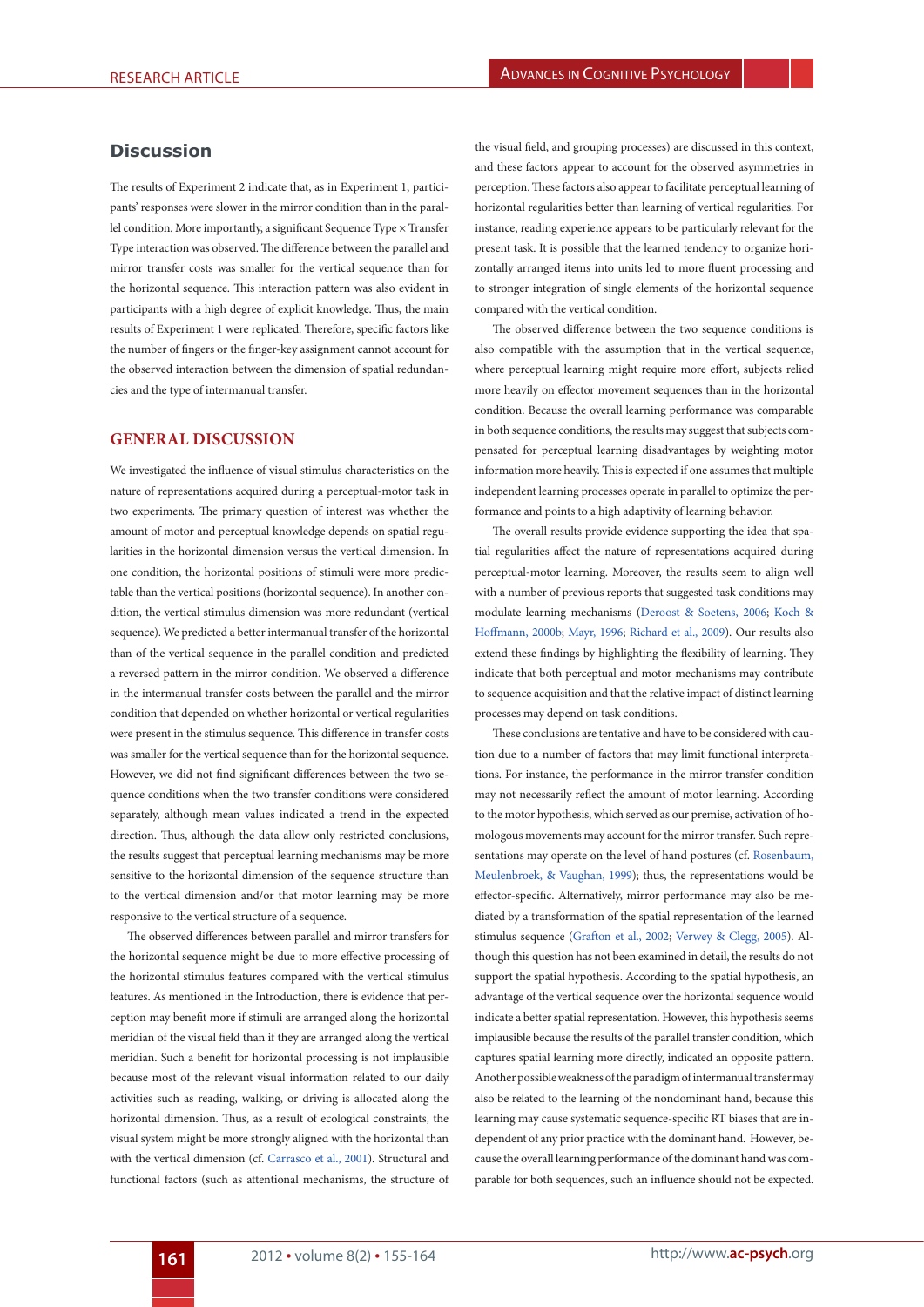## Discussion

The results of Experiment 2 indicate that, as in Experiment 1, participants' responses were slower in the mirror condition than in the parallel condition. More importantly, a significant Sequence Type × Transfer Type interaction was observed. The difference between the parallel and mirror transfer costs was smaller for the vertical sequence than for the horizontal sequence. This interaction pattern was also evident in participants with a high degree of explicit knowledge. Thus, the main results of Experiment 1 were replicated. Therefore, specific factors like the number of fingers or the finger-key assignment cannot account for the observed interaction between the dimension of spatial redundancies and the type of intermanual transfer.

## GENERAL DISCUSSION

We investigated the influence of visual stimulus characteristics on the nature of representations acquired during a perceptual-motor task in two experiments. The primary question of interest was whether the amount of motor and perceptual knowledge depends on spatial regularities in the horizontal dimension versus the vertical dimension. In one condition, the horizontal positions of stimuli were more predictable than the vertical positions (horizontal sequence). In another condition, the vertical stimulus dimension was more redundant (vertical sequence). We predicted a better intermanual transfer of the horizontal than of the vertical sequence in the parallel condition and predicted a reversed pattern in the mirror condition. We observed a difference in the intermanual transfer costs between the parallel and the mirror condition that depended on whether horizontal or vertical regularities were present in the stimulus sequence. This difference in transfer costs was smaller for the vertical sequence than for the horizontal sequence. However, we did not find significant differences between the two sequence conditions when the two transfer conditions were considered separately, although mean values indicated a trend in the expected direction. Thus, although the data allow only restricted conclusions, the results suggest that perceptual learning mechanisms may be more sensitive to the horizontal dimension of the sequence structure than to the vertical dimension and/or that motor learning may be more responsive to the vertical structure of a sequence.

The observed differences between parallel and mirror transfers for the horizontal sequence might be due to more effective processing of the horizontal stimulus features compared with the vertical stimulus features. As mentioned in the Introduction, there is evidence that perception may benefit more if stimuli are arranged along the horizontal meridian of the visual field than if they are arranged along the vertical meridian. Such a benefit for horizontal processing is not implausible because most of the relevant visual information related to our daily activities such as reading, walking, or driving is allocated along the horizontal dimension. Thus, as a result of ecological constraints, the visual system might be more strongly aligned with the horizontal than with the vertical dimension (cf. Carrasco et al., 2001). Structural and functional factors (such as attentional mechanisms, the structure of the visual field, and grouping processes) are discussed in this context, and these factors appear to account for the observed asymmetries in perception. These factors also appear to facilitate perceptual learning of horizontal regularities better than learning of vertical regularities. For instance, reading experience appears to be particularly relevant for the present task. It is possible that the learned tendency to organize horizontally arranged items into units led to more fluent processing and to stronger integration of single elements of the horizontal sequence compared with the vertical condition.

The observed difference between the two sequence conditions is also compatible with the assumption that in the vertical sequence, where perceptual learning might require more effort, subjects relied more heavily on effector movement sequences than in the horizontal condition. Because the overall learning performance was comparable in both sequence conditions, the results may suggest that subjects compensated for perceptual learning disadvantages by weighting motor information more heavily. This is expected if one assumes that multiple independent learning processes operate in parallel to optimize the performance and points to a high adaptivity of learning behavior.

The overall results provide evidence supporting the idea that spatial regularities affect the nature of representations acquired during perceptual-motor learning. Moreover, the results seem to align well with a number of previous reports that suggested task conditions may modulate learning mechanisms (Deroost & Soetens, 2006; Koch & Hoffmann, 2000b; Mayr, 1996; Richard et al., 2009). Our results also extend these findings by highlighting the flexibility of learning. They indicate that both perceptual and motor mechanisms may contribute to sequence acquisition and that the relative impact of distinct learning processes may depend on task conditions.

These conclusions are tentative and have to be considered with caution due to a number of factors that may limit functional interpretations. For instance, the performance in the mirror transfer condition may not necessarily reflect the amount of motor learning. According to the motor hypothesis, which served as our premise, activation of homologous movements may account for the mirror transfer. Such representations may operate on the level of hand postures (cf. Rosenbaum, Meulenbroek, & Vaughan, 1999); thus, the representations would be effector-specific. Alternatively, mirror performance may also be mediated by a transformation of the spatial representation of the learned stimulus sequence (Grafton et al., 2002; Verwey & Clegg, 2005). Although this question has not been examined in detail, the results do not support the spatial hypothesis. According to the spatial hypothesis, an advantage of the vertical sequence over the horizontal sequence would indicate a better spatial representation. However, this hypothesis seems implausible because the results of the parallel transfer condition, which captures spatial learning more directly, indicated an opposite pattern. Another possible weakness of the paradigm of intermanual transfer may also be related to the learning of the nondominant hand, because this learning may cause systematic sequence-specific RT biases that are independent of any prior practice with the dominant hand. However, because the overall learning performance of the dominant hand was comparable for both sequences, such an influence should not be expected.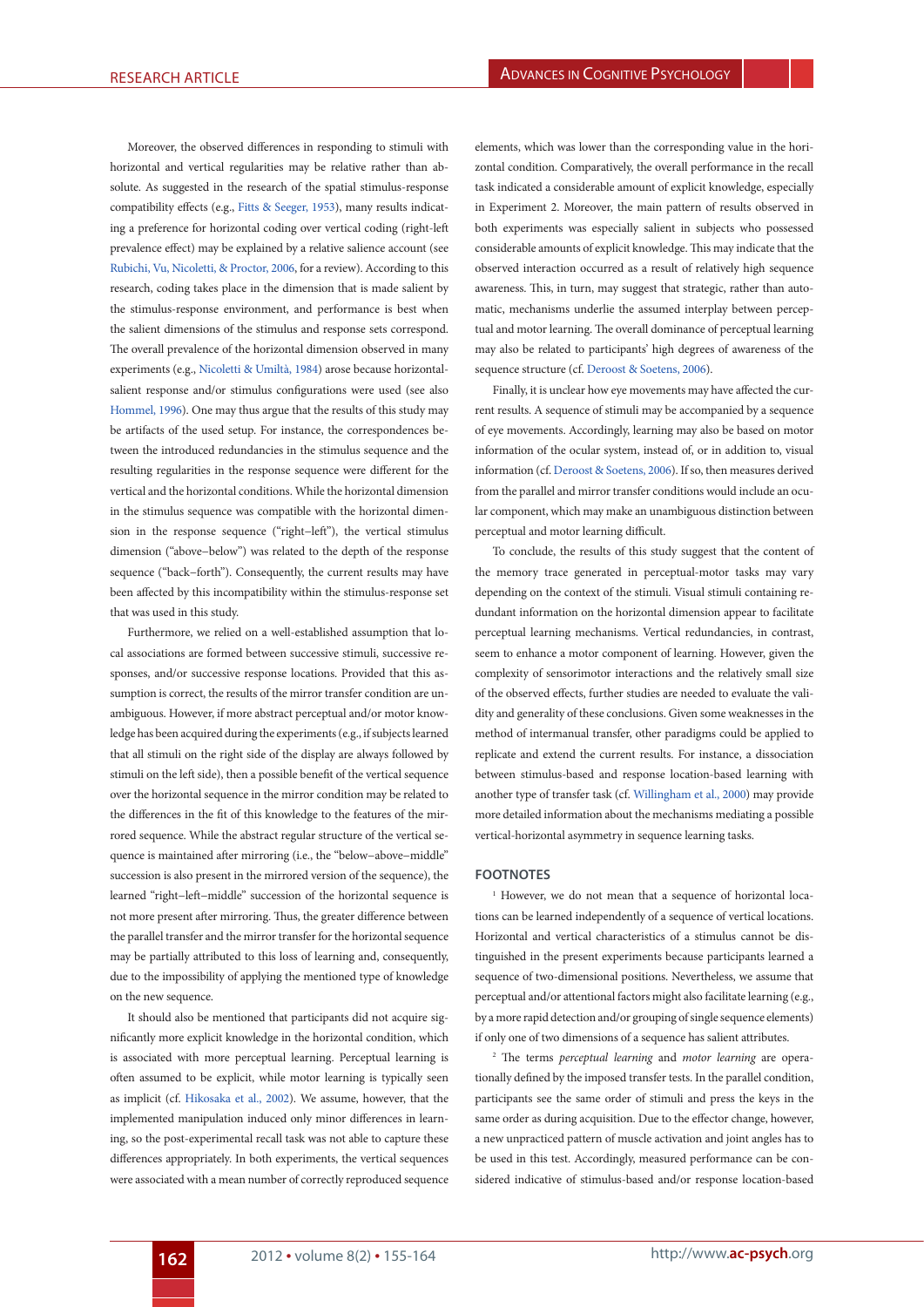Moreover, the observed differences in responding to stimuli with horizontal and vertical regularities may be relative rather than absolute. As suggested in the research of the spatial stimulus-response compatibility effects (e.g., Fitts & Seeger, 1953), many results indicating a preference for horizontal coding over vertical coding (right-left prevalence effect) may be explained by a relative salience account (see Rubichi, Vu, Nicoletti, & Proctor, 2006, for a review). According to this research, coding takes place in the dimension that is made salient by the stimulus-response environment, and performance is best when the salient dimensions of the stimulus and response sets correspond. The overall prevalence of the horizontal dimension observed in many experiments (e.g., Nicoletti & Umiltà, 1984) arose because horizontal-salient response and/or stimulus configurations were used (see also Hommel, 1996). One may thus argue that the results of this study may be artifacts of the used setup. For instance, the correspondences between the introduced redundancies in the stimulus sequence and the resulting regularities in the response sequence were different for the vertical and the horizontal conditions. While the horizontal dimension in the stimulus sequence was compatible with the horizontal dimension in the response sequence ("right–left"), the vertical stimulus dimension ("above–below") was related to the depth of the response sequence ("back–forth"). Consequently, the current results may have been affected by this incompatibility within the stimulus-response set that was used in this study.

Furthermore, we relied on a well-established assumption that local associations are formed between successive stimuli, successive responses, and/or successive response locations. Provided that this assumption is correct, the results of the mirror transfer condition are unambiguous. However, if more abstract perceptual and/or motor knowledge has been acquired during the experiments (e.g., if subjects learned that all stimuli on the right side of the display are always followed by stimuli on the left side), then a possible benefit of the vertical sequence over the horizontal sequence in the mirror condition may be related to the differences in the fit of this knowledge to the features of the mirrored sequence. While the abstract regular structure of the vertical sequence is maintained after mirroring (i.e., the "below–above–middle" succession is also present in the mirrored version of the sequence), the learned "right–left–middle" succession of the horizontal sequence is not more present after mirroring. Thus, the greater difference between the parallel transfer and the mirror transfer for the horizontal sequence may be partially attributed to this loss of learning and, consequently, due to the impossibility of applying the mentioned type of knowledge on the new sequence.

It should also be mentioned that participants did not acquire significantly more explicit knowledge in the horizontal condition, which is associated with more perceptual learning. Perceptual learning is often assumed to be explicit, while motor learning is typically seen as implicit (cf. Hikosaka et al., 2002). We assume, however, that the implemented manipulation induced only minor differences in learning, so the post-experimental recall task was not able to capture these differences appropriately. In both experiments, the vertical sequences were associated with a mean number of correctly reproduced sequence elements, which was lower than the corresponding value in the horizontal condition. Comparatively, the overall performance in the recall task indicated a considerable amount of explicit knowledge, especially in Experiment 2. Moreover, the main pattern of results observed in both experiments was especially salient in subjects who possessed considerable amounts of explicit knowledge. This may indicate that the observed interaction occurred as a result of relatively high sequence awareness. This, in turn, may suggest that strategic, rather than automatic, mechanisms underlie the assumed interplay between perceptual and motor learning. The overall dominance of perceptual learning may also be related to participants' high degrees of awareness of the sequence structure (cf. Deroost & Soetens, 2006).

Finally, it is unclear how eye movements may have affected the current results. A sequence of stimuli may be accompanied by a sequence of eye movements. Accordingly, learning may also be based on motor information of the ocular system, instead of, or in addition to, visual information (cf. Deroost & Soetens, 2006). If so, then measures derived from the parallel and mirror transfer conditions would include an ocular component, which may make an unambiguous distinction between perceptual and motor learning difficult.

To conclude, the results of this study suggest that the content of the memory trace generated in perceptual-motor tasks may vary depending on the context of the stimuli. Visual stimuli containing redundant information on the horizontal dimension appear to facilitate perceptual learning mechanisms. Vertical redundancies, in contrast, seem to enhance a motor component of learning. However, given the complexity of sensorimotor interactions and the relatively small size of the observed effects, further studies are needed to evaluate the validity and generality of these conclusions. Given some weaknesses in the method of intermanual transfer, other paradigms could be applied to replicate and extend the current results. For instance, a dissociation between stimulus-based and response location-based learning with another type of transfer task (cf. Willingham et al., 2000) may provide more detailed information about the mechanisms mediating a possible vertical-horizontal asymmetry in sequence learning tasks.

## FOOTNOTES

[1] However, we do not mean that a sequence of horizontal locations can be learned independently of a sequence of vertical locations. Horizontal and vertical characteristics of a stimulus cannot be distinguished in the present experiments because participants learned a sequence of two-dimensional positions. Nevertheless, we assume that perceptual and/or attentional factors might also facilitate learning (e.g., by a more rapid detection and/or grouping of single sequence elements) if only one of two dimensions of a sequence has salient attributes.

[2] The terms *perceptual learning* and *motor learning* are operationally defined by the imposed transfer tests. In the parallel condition, participants see the same order of stimuli and press the keys in the same order as during acquisition. Due to the effector change, however, a new unpracticed pattern of muscle activation and joint angles has to be used in this test. Accordingly, measured performance can be considered indicative of stimulus-based and/or response location-based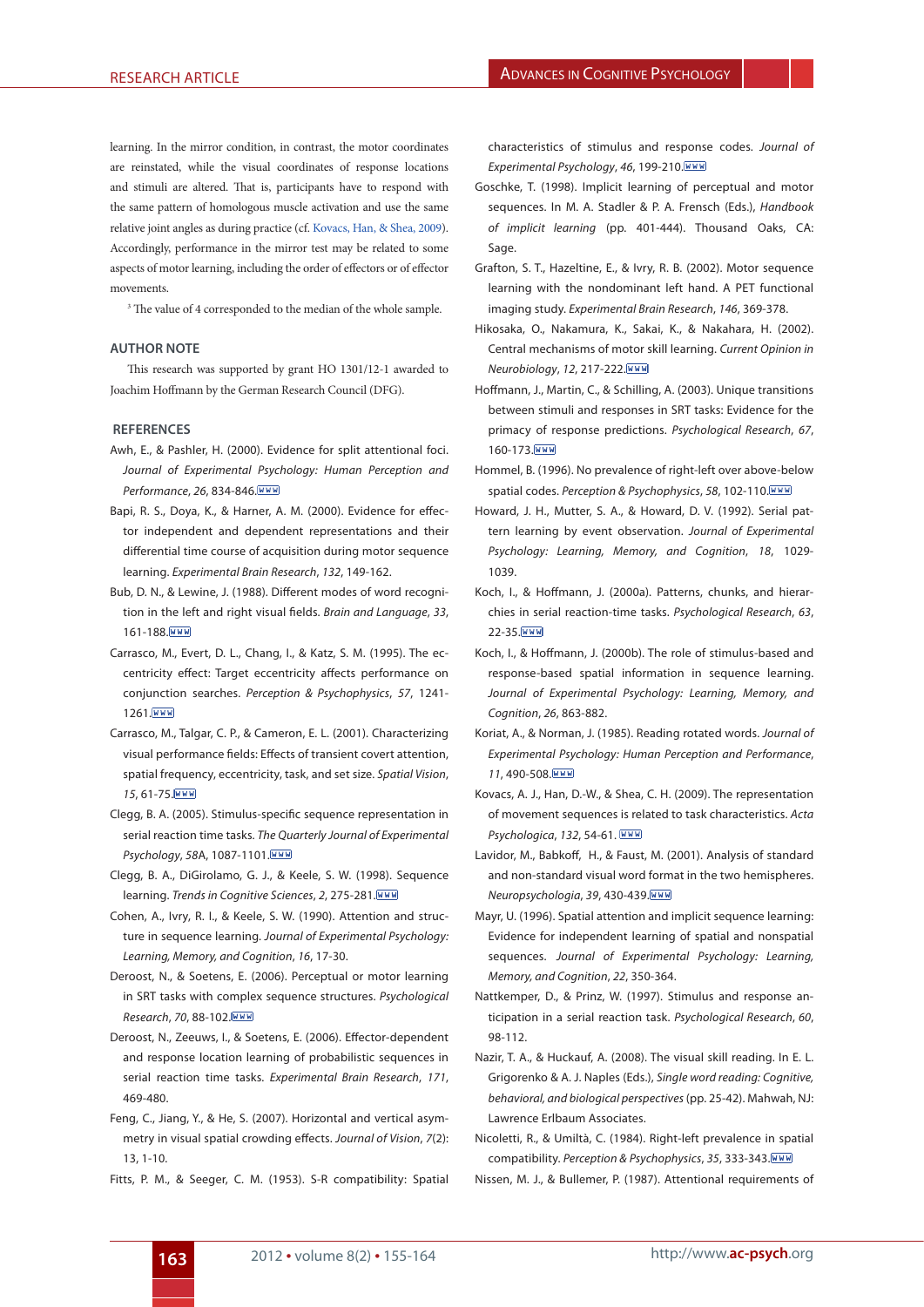learning. In the mirror condition, in contrast, the motor coordinates are reinstated, while the visual coordinates of response locations and stimuli are altered. That is, participants have to respond with the same pattern of homologous muscle activation and use the same relative joint angles as during practice (cf. Kovacs, Han, & Shea, 2009). Accordingly, performance in the mirror test may be related to some aspects of motor learning, including the order of effectors or of effector movements.

[3] The value of 4 corresponded to the median of the whole sample.

## AUTHOR NOTE

This research was supported by grant HO 1301/12-1 awarded to Joachim Hoffmann by the German Research Council (DFG).

## REFERENCES

Awh, E., & Pashler, H. (2000). Evidence for split attentional foci. *Journal of Experimental Psychology: Human Perception and Performance*, *26*, 834-846.

Bapi, R. S., Doya, K., & Harner, A. M. (2000). Evidence for effector independent and dependent representations and their differential time course of acquisition during motor sequence learning. *Experimental Brain Research*, *132*, 149-162.

Bub, D. N., & Lewine, J. (1988). Different modes of word recognition in the left and right visual fields. *Brain and Language*, *33*, 161-188.

Carrasco, M., Evert, D. L., Chang, I., & Katz, S. M. (1995). The eccentricity effect: Target eccentricity affects performance on conjunction searches. *Perception & Psychophysics*, *57*, 1241-1261.

Carrasco, M., Talgar, C. P., & Cameron, E. L. (2001). Characterizing visual performance fields: Effects of transient covert attention, spatial frequency, eccentricity, task, and set size. *Spatial Vision*, *15*, 61-75.

Clegg, B. A. (2005). Stimulus-specific sequence representation in serial reaction time tasks. *The Quarterly Journal of Experimental Psychology*, *58A*, 1087-1101.

Clegg, B. A., DiGirolamo, G. J., & Keele, S. W. (1998). Sequence learning. *Trends in Cognitive Sciences*, *2*, 275-281.

Cohen, A., Ivry, R. I., & Keele, S. W. (1990). Attention and structure in sequence learning. *Journal of Experimental Psychology: Learning, Memory, and Cognition*, *16*, 17-30.

Deroost, N., & Soetens, E. (2006). Perceptual or motor learning in SRT tasks with complex sequence structures. *Psychological Research*, *70*, 88-102.

Deroost, N., Zeeuws, I., & Soetens, E. (2006). Effector-dependent and response location learning of probabilistic sequences in serial reaction time tasks. *Experimental Brain Research*, *171*, 469-480.

Feng, C., Jiang, Y., & He, S. (2007). Horizontal and vertical asymmetry in visual spatial crowding effects. *Journal of Vision*, *7*(2): 13, 1-10.

Fitts, P. M., & Seeger, C. M. (1953). S-R compatibility: Spatial characteristics of stimulus and response codes. *Journal of Experimental Psychology*, *46*, 199-210.

Goschke, T. (1998). Implicit learning of perceptual and motor sequences. In M. A. Stadler & P. A. Frensch (Eds.), *Handbook of implicit learning* (pp. 401-444). Thousand Oaks, CA: Sage.

Grafton, S. T., Hazeltine, E., & Ivry, R. B. (2002). Motor sequence learning with the nondominant left hand. A PET functional imaging study. *Experimental Brain Research*, *146*, 369-378.

Hikosaka, O., Nakamura, K., Sakai, K., & Nakahara, H. (2002). Central mechanisms of motor skill learning. *Current Opinion in Neurobiology*, *12*, 217-222.

Hoffmann, J., Martin, C., & Schilling, A. (2003). Unique transitions between stimuli and responses in SRT tasks: Evidence for the primacy of response predictions. *Psychological Research*, *67*, 160-173.

Hommel, B. (1996). No prevalence of right-left over above-below spatial codes. *Perception & Psychophysics*, *58*, 102-110.

Howard, J. H., Mutter, S. A., & Howard, D. V. (1992). Serial pattern learning by event observation. *Journal of Experimental Psychology: Learning, Memory, and Cognition*, *18*, 1029-1039.

Koch, I., & Hoffmann, J. (2000a). Patterns, chunks, and hierarchies in serial reaction-time tasks. *Psychological Research*, *63*, 22-35.

Koch, I., & Hoffmann, J. (2000b). The role of stimulus-based and response-based spatial information in sequence learning. *Journal of Experimental Psychology: Learning, Memory, and Cognition*, *26*, 863-882.

Koriat, A., & Norman, J. (1985). Reading rotated words. *Journal of Experimental Psychology: Human Perception and Performance*, *11*, 490-508.

Kovacs, A. J., Han, D.-W., & Shea, C. H. (2009). The representation of movement sequences is related to task characteristics. *Acta Psychologica*, *132*, 54-61.

Lavidor, M., Babkoff, H., & Faust, M. (2001). Analysis of standard and non-standard visual word format in the two hemispheres. *Neuropsychologia*, *39*, 430-439.

Mayr, U. (1996). Spatial attention and implicit sequence learning: Evidence for independent learning of spatial and nonspatial sequences. *Journal of Experimental Psychology: Learning, Memory, and Cognition*, *22*, 350-364.

Nattkemper, D., & Prinz, W. (1997). Stimulus and response anticipation in a serial reaction task. *Psychological Research*, *60*, 98-112.

Nazir, T. A., & Huckauf, A. (2008). The visual skill reading. In E. L. Grigorenko & A. J. Naples (Eds.), *Single word reading: Cognitive, behavioral, and biological perspectives* (pp. 25-42). Mahwah, NJ: Lawrence Erlbaum Associates.

Nicoletti, R., & Umiltà, C. (1984). Right-left prevalence in spatial compatibility. *Perception & Psychophysics*, *35*, 333-343.

Nissen, M. J., & Bullemer, P. (1987). Attentional requirements of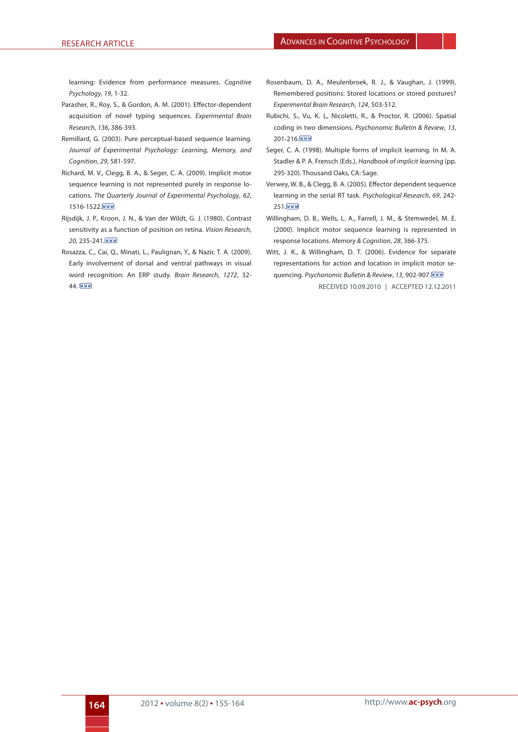learning: Evidence from performance measures. *Cognitive Psychology*, *19*, 1-32.

Parasher, R., Roy, S., & Gordon, A. M. (2001). Effector-dependent acquisition of novel typing sequences. *Experimental Brain Research*, *136*, 386-393.

Remillard, G. (2003). Pure perceptual-based sequence learning. *Journal of Experimental Psychology: Learning, Memory, and Cognition*, *29*, 581-597.

Richard, M. V., Clegg, B. A., & Seger, C. A. (2009). Implicit motor sequence learning is not represented purely in response locations. *The Quarterly Journal of Experimental Psychology*, *62*, 1516-1522.

Rijsdijk, J. P., Kroon, J. N., & Van der Wildt, G. J. (1980). Contrast sensitivity as a function of position on retina. *Vision Research*, *20*, 235-241.

Rosazza, C., Cai, Q., Minati, L., Paulignan, Y., & Nazir, T. A. (2009). Early involvement of dorsal and ventral pathways in visual word recognition: An ERP study. *Brain Research*, *1272*, 32-44.

Rosenbaum, D. A., Meulenbroek, R. J., & Vaughan, J. (1999). Remembered positions: Stored locations or stored postures? *Experimental Brain Research*, *124*, 503-512.

Rubichi, S., Vu, K. L, Nicoletti, R., & Proctor, R. (2006). Spatial coding in two dimensions. *Psychonomic Bulletin & Review*, *13*, 201-216.

Seger, C. A. (1998). Multiple forms of implicit learning. In M. A. Stadler & P. A. Frensch (Eds.), *Handbook of implicit learning* (pp. 295-320). Thousand Oaks, CA: Sage.

Verwey, W. B., & Clegg, B. A. (2005). Effector dependent sequence learning in the serial RT task. *Psychological Research*, *69*, 242-251.

Willingham, D. B., Wells, L. A., Farrell, J. M., & Stemwedel, M. E. (2000). Implicit motor sequence learning is represented in response locations. *Memory & Cognition*, *28*, 366-375.

Witt, J. K., & Willingham, D. T. (2006). Evidence for separate representations for action and location in implicit motor sequencing. *Psychonomic Bulletin & Review*, *13*, 902-907.

RECEIVED 10.09.2010 | ACCEPTED 12.12.2011